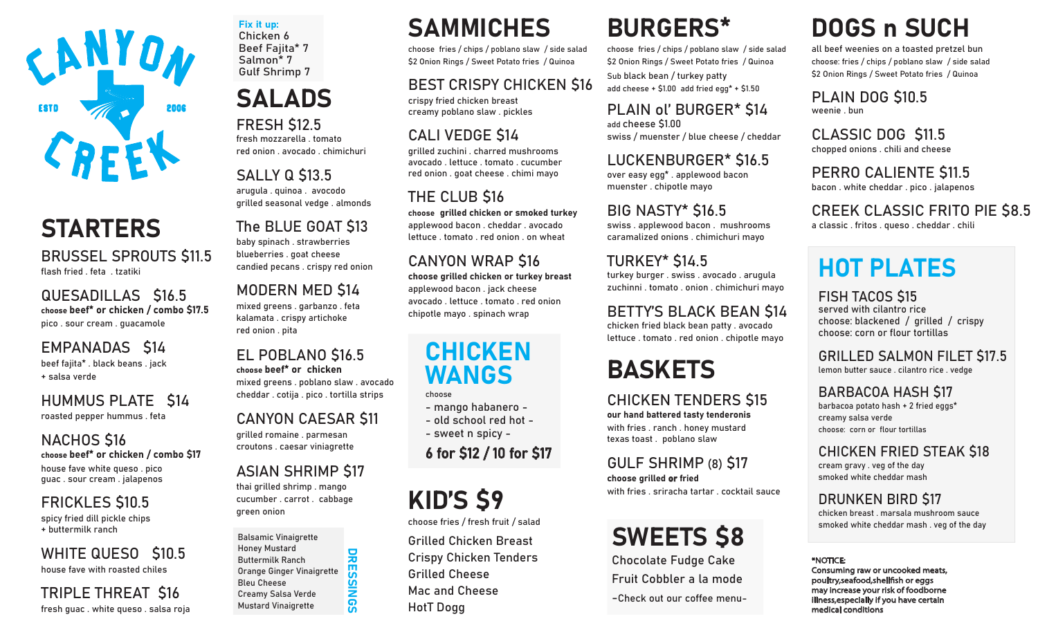# CANYON CREEK

ESTD 2006

## STARTERS

### BRUSSEL SPROUTS $11.5
flash fried . feta . tzatiki

### QUESADILLAS $16.5
**choose beef* or chicken / combo $17.5**
pico . sour cream . guacamole

### EMPANADAS $14
beef fajita* . black beans . jack
+ salsa verde

### HUMMUS PLATE $14
roasted pepper hummus . feta

### NACHOS $16
**choose beef* or chicken / combo $17**
house fave white queso . pico
guac . sour cream . jalapenos

### FRICKLES $10.5
spicy fried dill pickle chips
+ buttermilk ranch

### WHITE QUESO $10.5
house fave with roasted chiles

### TRIPLE THREAT $16
fresh guac . white queso . salsa roja

**Fix it up:**
Chicken 6
Beef Fajita* 7
Salmon* 7
Gulf Shrimp 7

## SALADS

### FRESH $12.5
fresh mozzarella . tomato
red onion . avocado . chimichuri

### SALLY Q $13.5
arugula . quinoa . avocodo
grilled seasonal vedge . almonds

### The BLUE GOAT $13
baby spinach . strawberries
blueberries . goat cheese
candied pecans . crispy red onion

### MODERN MED $14
mixed greens . garbanzo . feta
kalamata . crispy artichoke
red onion . pita

### EL POBLANO $16.5
**choose beef* or chicken**
mixed greens . poblano slaw . avocado
cheddar . cotija . pico . tortilla strips

### CANYON CAESAR $11
grilled romaine . parmesan
croutons . caesar viniagrette

### ASIAN SHRIMP $17
thai grilled shrimp . mango
cucumber . carrot . cabbage
green onion

**DRESSINGS**
Balsamic Vinaigrette
Honey Mustard
Buttermilk Ranch
Orange Ginger Vinaigrette
Bleu Cheese
Creamy Salsa Verde
Mustard Vinaigrette

## SAMMICHES

choose fries / chips / poblano slaw / side salad
$2 Onion Rings / Sweet Potato fries / Quinoa

### BEST CRISPY CHICKEN $16
crispy fried chicken breast
creamy poblano slaw . pickles

### CALI VEDGE $14
grilled zuchini . charred mushrooms
avocado . lettuce . tomato . cucumber
red onion . goat cheese . chimi mayo

### THE CLUB $16
**choose grilled chicken or smoked turkey**
applewood bacon . cheddar . avocado
lettuce . tomato . red onion . on wheat

### CANYON WRAP $16
**choose grilled chicken or turkey breast**
applewood bacon . jack cheese
avocado . lettuce . tomato . red onion
chipotle mayo . spinach wrap

## CHICKEN WANGS

choose
- mango habanero -
- old school red hot -
- sweet n spicy -

**6 for $12 / 10 for $17**

## KID'S $9

choose fries / fresh fruit / salad

Grilled Chicken Breast
Crispy Chicken Tenders
Grilled Cheese
Mac and Cheese
HotT Dogg

## BURGERS*

choose fries / chips / poblano slaw / side salad
$2 Onion Rings / Sweet Potato fries / Quinoa
Sub black bean / turkey patty
add cheese + $1.00 add fried egg* + $1.50

### PLAIN ol' BURGER* $14
add cheese $1.00
swiss / muenster / blue cheese / cheddar

### LUCKENBURGER* $16.5
over easy egg* . applewood bacon
muenster . chipotle mayo

### BIG NASTY* $16.5
swiss . applewood bacon . mushrooms
caramalized onions . chimichuri mayo

### TURKEY* $14.5
turkey burger . swiss . avocado . arugula
zuchinni . tomato . onion . chimichuri mayo

### BETTY'S BLACK BEAN $14
chicken fried black bean patty . avocado
lettuce . tomato . red onion . chipotle mayo

## BASKETS

### CHICKEN TENDERS $15
**our hand battered tasty tenderonis**
with fries . ranch . honey mustard
texas toast . poblano slaw

### GULF SHRIMP (8) $17
**choose grilled or fried**
with fries . sriracha tartar . cocktail sauce

## SWEETS $8

Chocolate Fudge Cake
Fruit Cobbler a la mode
-Check out our coffee menu-

## DOGS n SUCH

all beef weenies on a toasted pretzel bun
choose: fries / chips / poblano slaw / side salad
$2 Onion Rings / Sweet Potato fries / Quinoa

### PLAIN DOG $10.5
weenie . bun

### CLASSIC DOG $11.5
chopped onions . chili and cheese

### PERRO CALIENTE $11.5
bacon . white cheddar . pico . jalapenos

### CREEK CLASSIC FRITO PIE $8.5
a classic . fritos . queso . cheddar . chili

## HOT PLATES

### FISH TACOS $15
served with cilantro rice
choose: blackened / grilled / crispy
choose: corn or flour tortillas

### GRILLED SALMON FILET $17.5
lemon butter sauce . cilantro rice . vedge

### BARBACOA HASH $17
barbacoa potato hash + 2 fried eggs*
creamy salsa verde
choose: corn or flour tortillas

### CHICKEN FRIED STEAK $18
cream gravy . veg of the day
smoked white cheddar mash

### DRUNKEN BIRD $17
chicken breast . marsala mushroom sauce
smoked white cheddar mash . veg of the day

**\*NOTICE:**
**Consuming raw or uncooked meats, poultry,seafood,shellfish or eggs may increase your risk of foodborne illness,especially if you have certain medical conditions**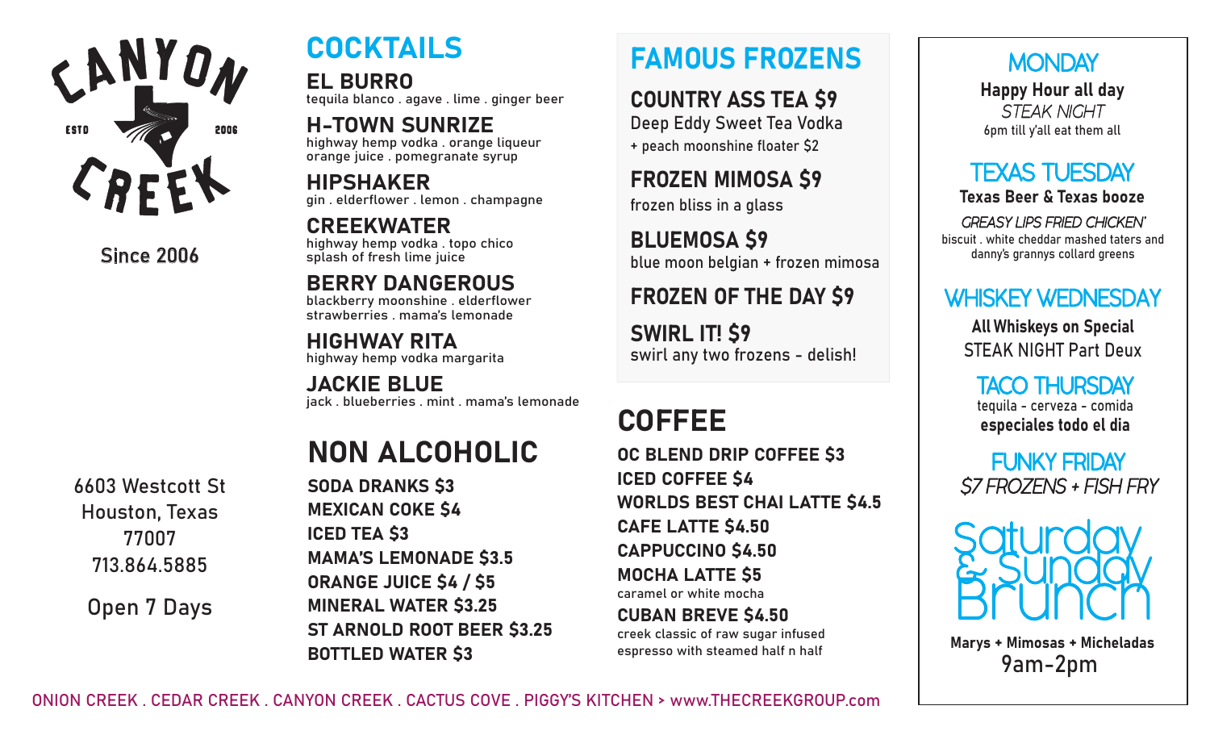CANYON CREEK

ESTD 2006

Since 2006

6603 Westcott St
Houston, Texas
77007
713.864.5885

Open 7 Days

## COCKTAILS

**EL BURRO**
tequila blanco . agave . lime . ginger beer

**H-TOWN SUNRIZE**
highway hemp vodka . orange liqueur
orange juice . pomegranate syrup

**HIPSHAKER**
gin . elderflower . lemon . champagne

**CREEKWATER**
highway hemp vodka . topo chico
splash of fresh lime juice

**BERRY DANGEROUS**
blackberry moonshine . elderflower
strawberries . mama's lemonade

**HIGHWAY RITA**
highway hemp vodka margarita

**JACKIE BLUE**
jack . blueberries . mint . mama's lemonade

## NON ALCOHOLIC

**SODA DRANKS $3**
**MEXICAN COKE $4**
**ICED TEA $3**
**MAMA'S LEMONADE $3.5**
**ORANGE JUICE $4 / $5**
**MINERAL WATER $3.25**
**ST ARNOLD ROOT BEER $3.25**
**BOTTLED WATER $3**

## FAMOUS FROZENS

**COUNTRY ASS TEA $9**
Deep Eddy Sweet Tea Vodka
+ peach moonshine floater $2

**FROZEN MIMOSA $9**
frozen bliss in a glass

**BLUEMOSA $9**
blue moon belgian + frozen mimosa

**FROZEN OF THE DAY $9**

**SWIRL IT! $9**
swirl any two frozens - delish!

## COFFEE

**OC BLEND DRIP COFFEE $3**
**ICED COFFEE $4**
**WORLDS BEST CHAI LATTE $4.5**
**CAFE LATTE $4.50**
**CAPPUCCINO $4.50**
**MOCHA LATTE $5**
caramel or white mocha
**CUBAN BREVE $4.50**
creek classic of raw sugar infused
espresso with steamed half n half

## MONDAY
**Happy Hour all day**
*STEAK NIGHT*
6pm till y'all eat them all

## TEXAS TUESDAY
**Texas Beer & Texas booze**
*GREASY LIPS FRIED CHICKEN'*
biscuit . white cheddar mashed taters and
danny's grannys collard greens

## WHISKEY WEDNESDAY
**All Whiskeys on Special**
STEAK NIGHT Part Deux

## TACO THURSDAY
tequila - cerveza - comida
**especiales todo el dia**

## FUNKY FRIDAY
*$7 FROZENS + FISH FRY*

## Saturday & Sunday Brunch
**Marys + Mimosas + Micheladas**
9am-2pm

ONION CREEK . CEDAR CREEK . CANYON CREEK . CACTUS COVE . PIGGY'S KITCHEN > www.THECREEKGROUP.com